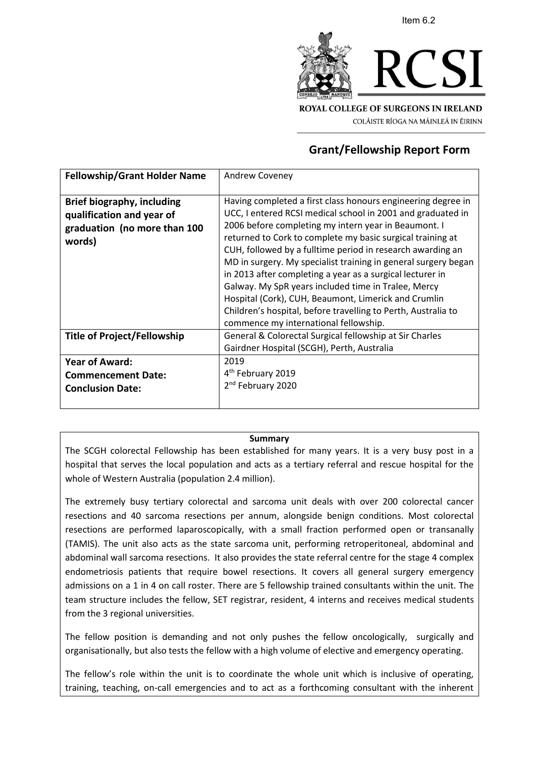Item 6.2

ROYAL COLLEGE OF SURGEONS IN IRELAND

COLÁISTE RÍOGA NA MÁINLEÁ IN ÉIRINN

## Grant/Fellowship Report Form

| **Fellowship/Grant Holder Name** | Andrew Coveney |
|---|---|
| **Brief biography, including qualification and year of graduation (no more than 100 words)** | Having completed a first class honours engineering degree in UCC, I entered RCSI medical school in 2001 and graduated in 2006 before completing my intern year in Beaumont. I returned to Cork to complete my basic surgical training at CUH, followed by a fulltime period in research awarding an MD in surgery. My specialist training in general surgery began in 2013 after completing a year as a surgical lecturer in Galway. My SpR years included time in Tralee, Mercy Hospital (Cork), CUH, Beaumont, Limerick and Crumlin Children's hospital, before travelling to Perth, Australia to commence my international fellowship. |
| **Title of Project/Fellowship** | General & Colorectal Surgical fellowship at Sir Charles Gairdner Hospital (SCGH), Perth, Australia |
| **Year of Award:**<br>**Commencement Date:**<br>**Conclusion Date:** | 2019<br>4th February 2019<br>2nd February 2020 |

**Summary**

The SCGH colorectal Fellowship has been established for many years. It is a very busy post in a hospital that serves the local population and acts as a tertiary referral and rescue hospital for the whole of Western Australia (population 2.4 million).

The extremely busy tertiary colorectal and sarcoma unit deals with over 200 colorectal cancer resections and 40 sarcoma resections per annum, alongside benign conditions. Most colorectal resections are performed laparoscopically, with a small fraction performed open or transanally (TAMIS). The unit also acts as the state sarcoma unit, performing retroperitoneal, abdominal and abdominal wall sarcoma resections. It also provides the state referral centre for the stage 4 complex endometriosis patients that require bowel resections. It covers all general surgery emergency admissions on a 1 in 4 on call roster. There are 5 fellowship trained consultants within the unit. The team structure includes the fellow, SET registrar, resident, 4 interns and receives medical students from the 3 regional universities.

The fellow position is demanding and not only pushes the fellow oncologically, surgically and organisationally, but also tests the fellow with a high volume of elective and emergency operating.

The fellow's role within the unit is to coordinate the whole unit which is inclusive of operating, training, teaching, on-call emergencies and to act as a forthcoming consultant with the inherent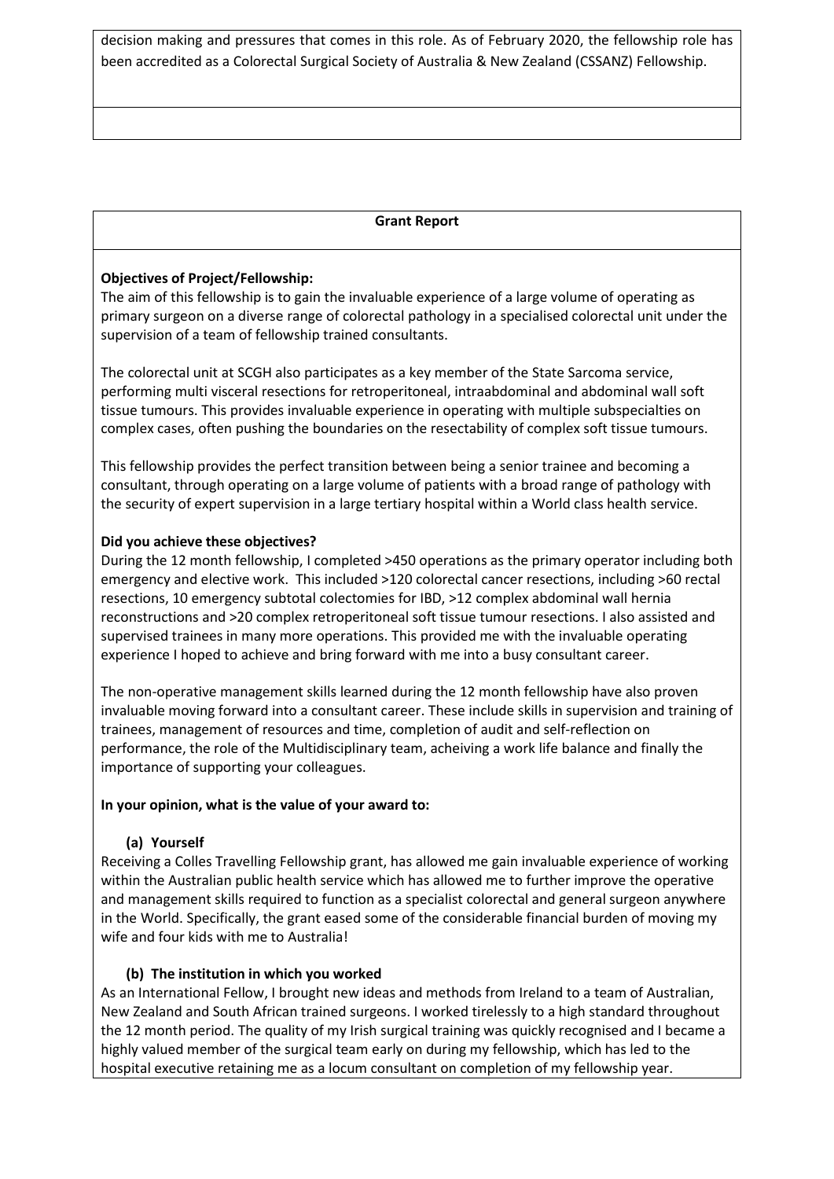decision making and pressures that comes in this role. As of February 2020, the fellowship role has been accredited as a Colorectal Surgical Society of Australia & New Zealand (CSSANZ) Fellowship.

## Grant Report

**Objectives of Project/Fellowship:**

The aim of this fellowship is to gain the invaluable experience of a large volume of operating as primary surgeon on a diverse range of colorectal pathology in a specialised colorectal unit under the supervision of a team of fellowship trained consultants.

The colorectal unit at SCGH also participates as a key member of the State Sarcoma service, performing multi visceral resections for retroperitoneal, intraabdominal and abdominal wall soft tissue tumours. This provides invaluable experience in operating with multiple subspecialties on complex cases, often pushing the boundaries on the resectability of complex soft tissue tumours.

This fellowship provides the perfect transition between being a senior trainee and becoming a consultant, through operating on a large volume of patients with a broad range of pathology with the security of expert supervision in a large tertiary hospital within a World class health service.

**Did you achieve these objectives?**

During the 12 month fellowship, I completed >450 operations as the primary operator including both emergency and elective work. This included >120 colorectal cancer resections, including >60 rectal resections, 10 emergency subtotal colectomies for IBD, >12 complex abdominal wall hernia reconstructions and >20 complex retroperitoneal soft tissue tumour resections. I also assisted and supervised trainees in many more operations. This provided me with the invaluable operating experience I hoped to achieve and bring forward with me into a busy consultant career.

The non-operative management skills learned during the 12 month fellowship have also proven invaluable moving forward into a consultant career. These include skills in supervision and training of trainees, management of resources and time, completion of audit and self-reflection on performance, the role of the Multidisciplinary team, acheiving a work life balance and finally the importance of supporting your colleagues.

**In your opinion, what is the value of your award to:**

**(a) Yourself**

Receiving a Colles Travelling Fellowship grant, has allowed me gain invaluable experience of working within the Australian public health service which has allowed me to further improve the operative and management skills required to function as a specialist colorectal and general surgeon anywhere in the World. Specifically, the grant eased some of the considerable financial burden of moving my wife and four kids with me to Australia!

**(b) The institution in which you worked**

As an International Fellow, I brought new ideas and methods from Ireland to a team of Australian, New Zealand and South African trained surgeons. I worked tirelessly to a high standard throughout the 12 month period. The quality of my Irish surgical training was quickly recognised and I became a highly valued member of the surgical team early on during my fellowship, which has led to the hospital executive retaining me as a locum consultant on completion of my fellowship year.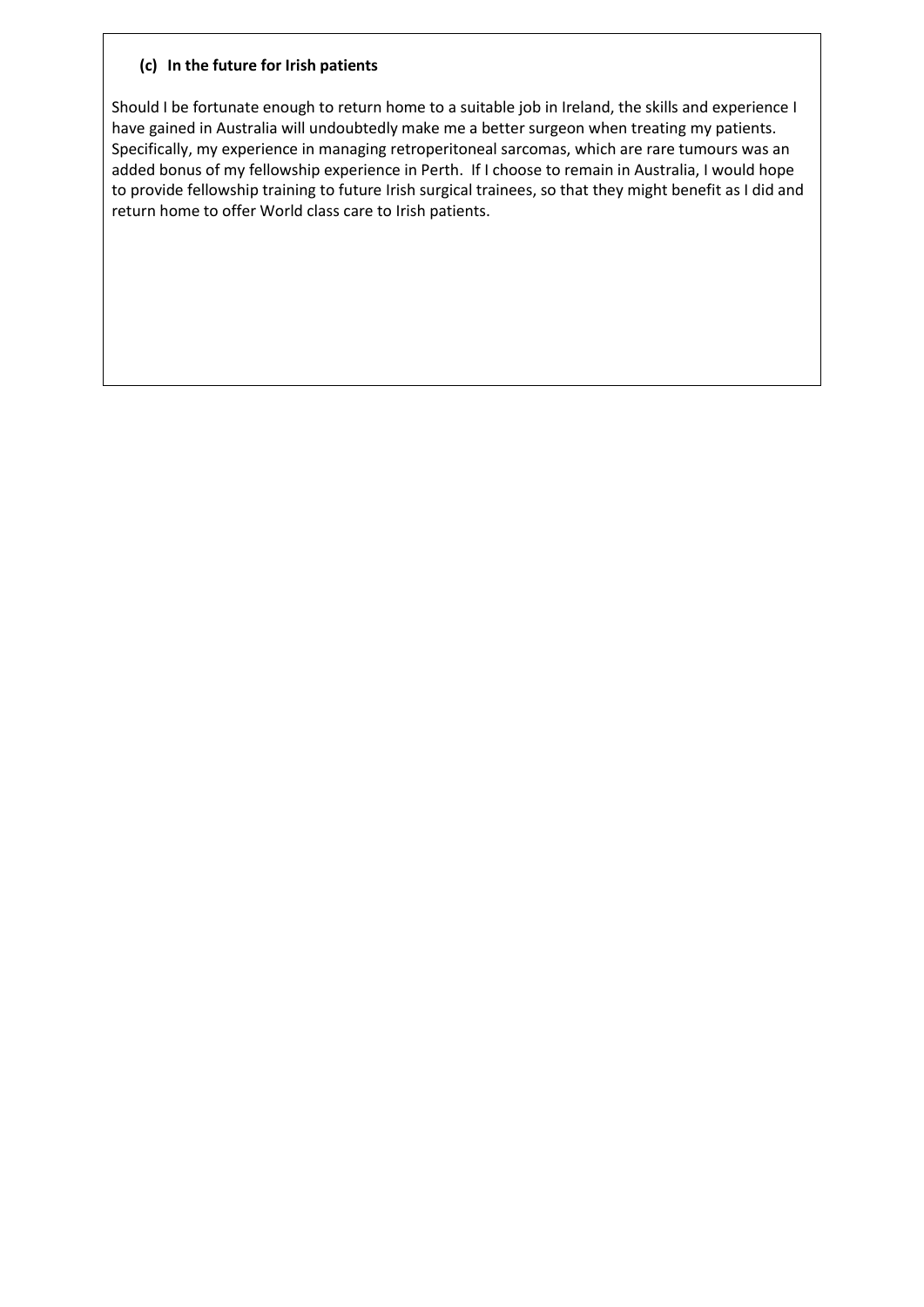**(c) In the future for Irish patients**

Should I be fortunate enough to return home to a suitable job in Ireland, the skills and experience I have gained in Australia will undoubtedly make me a better surgeon when treating my patients. Specifically, my experience in managing retroperitoneal sarcomas, which are rare tumours was an added bonus of my fellowship experience in Perth. If I choose to remain in Australia, I would hope to provide fellowship training to future Irish surgical trainees, so that they might benefit as I did and return home to offer World class care to Irish patients.